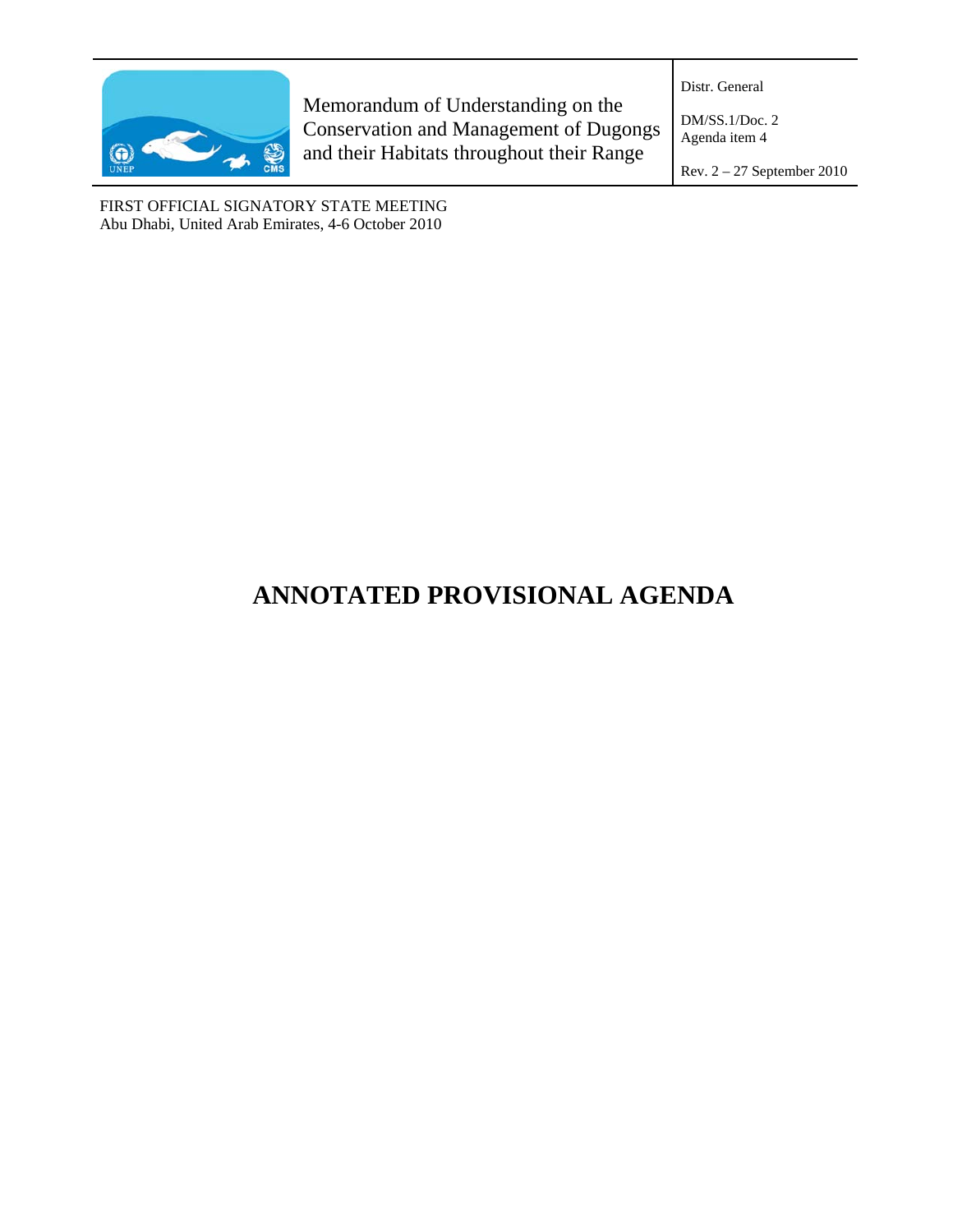Memorandum of Understanding on the Conservation and Management of Dugongs and their Habitats throughout their Range

Distr. General

DM/SS.1/Doc. 2
Agenda item 4

Rev. 2 – 27 September 2010

FIRST OFFICIAL SIGNATORY STATE MEETING
Abu Dhabi, United Arab Emirates, 4-6 October 2010

# ANNOTATED PROVISIONAL AGENDA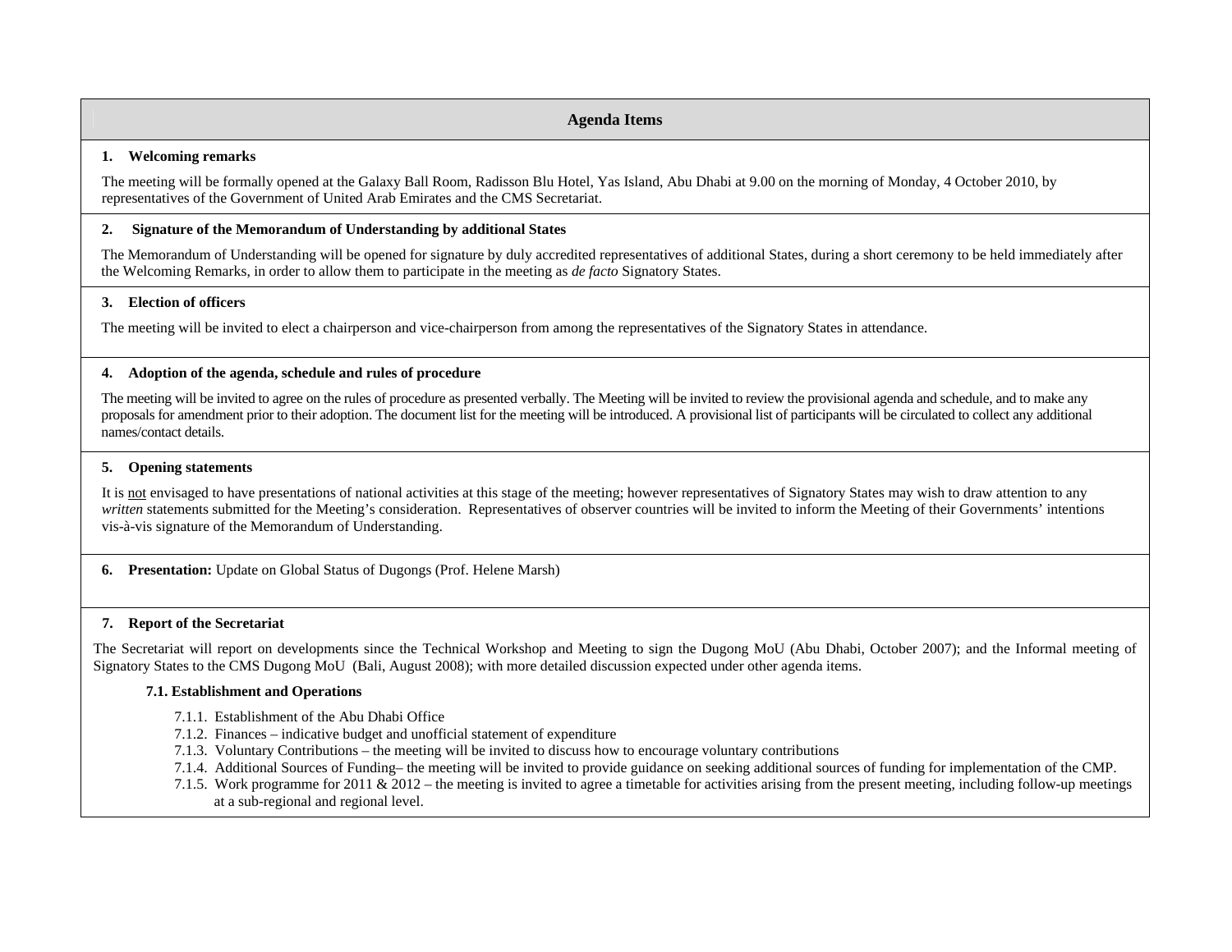## Agenda Items

**1. Welcoming remarks**

The meeting will be formally opened at the Galaxy Ball Room, Radisson Blu Hotel, Yas Island, Abu Dhabi at 9.00 on the morning of Monday, 4 October 2010, by representatives of the Government of United Arab Emirates and the CMS Secretariat.

**2. Signature of the Memorandum of Understanding by additional States**

The Memorandum of Understanding will be opened for signature by duly accredited representatives of additional States, during a short ceremony to be held immediately after the Welcoming Remarks, in order to allow them to participate in the meeting as *de facto* Signatory States.

**3. Election of officers**

The meeting will be invited to elect a chairperson and vice-chairperson from among the representatives of the Signatory States in attendance.

**4. Adoption of the agenda, schedule and rules of procedure**

The meeting will be invited to agree on the rules of procedure as presented verbally. The Meeting will be invited to review the provisional agenda and schedule, and to make any proposals for amendment prior to their adoption. The document list for the meeting will be introduced. A provisional list of participants will be circulated to collect any additional names/contact details.

**5. Opening statements**

It is not envisaged to have presentations of national activities at this stage of the meeting; however representatives of Signatory States may wish to draw attention to any *written* statements submitted for the Meeting's consideration. Representatives of observer countries will be invited to inform the Meeting of their Governments' intentions vis-à-vis signature of the Memorandum of Understanding.

**6. Presentation:** Update on Global Status of Dugongs (Prof. Helene Marsh)

**7. Report of the Secretariat**

The Secretariat will report on developments since the Technical Workshop and Meeting to sign the Dugong MoU (Abu Dhabi, October 2007); and the Informal meeting of Signatory States to the CMS Dugong MoU (Bali, August 2008); with more detailed discussion expected under other agenda items.

**7.1. Establishment and Operations**

- 7.1.1. Establishment of the Abu Dhabi Office
- 7.1.2. Finances – indicative budget and unofficial statement of expenditure
- 7.1.3. Voluntary Contributions – the meeting will be invited to discuss how to encourage voluntary contributions
- 7.1.4. Additional Sources of Funding– the meeting will be invited to provide guidance on seeking additional sources of funding for implementation of the CMP.
- 7.1.5. Work programme for 2011 & 2012 – the meeting is invited to agree a timetable for activities arising from the present meeting, including follow-up meetings at a sub-regional and regional level.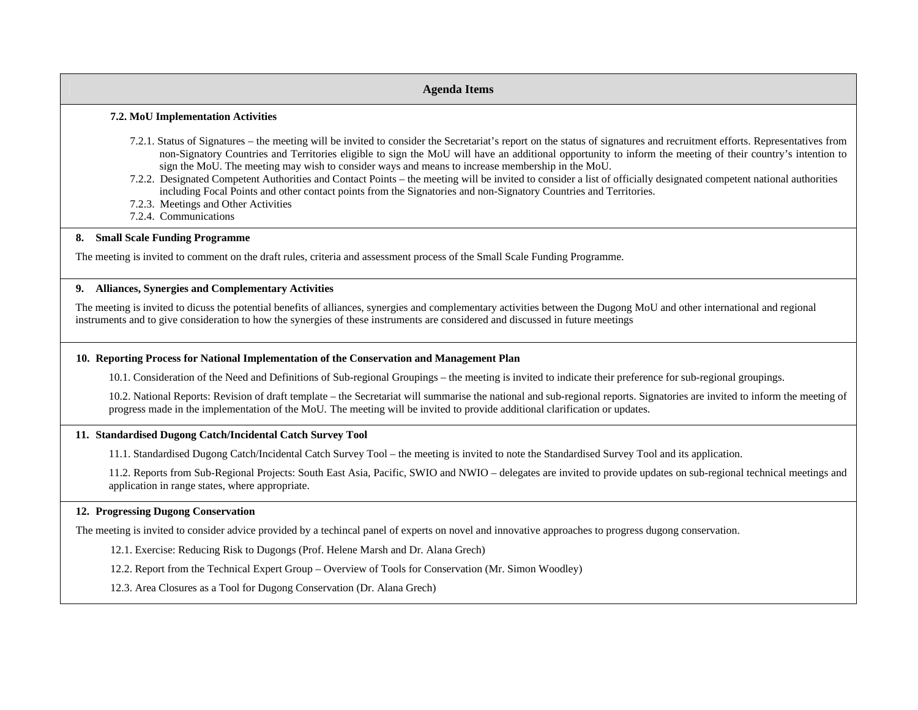**Agenda Items**

**7.2. MoU Implementation Activities**

7.2.1. Status of Signatures – the meeting will be invited to consider the Secretariat's report on the status of signatures and recruitment efforts. Representatives from non-Signatory Countries and Territories eligible to sign the MoU will have an additional opportunity to inform the meeting of their country's intention to sign the MoU. The meeting may wish to consider ways and means to increase membership in the MoU.

7.2.2. Designated Competent Authorities and Contact Points – the meeting will be invited to consider a list of officially designated competent national authorities including Focal Points and other contact points from the Signatories and non-Signatory Countries and Territories.

7.2.3. Meetings and Other Activities

7.2.4. Communications

**8. Small Scale Funding Programme**

The meeting is invited to comment on the draft rules, criteria and assessment process of the Small Scale Funding Programme.

**9. Alliances, Synergies and Complementary Activities**

The meeting is invited to dicuss the potential benefits of alliances, synergies and complementary activities between the Dugong MoU and other international and regional instruments and to give consideration to how the synergies of these instruments are considered and discussed in future meetings

**10. Reporting Process for National Implementation of the Conservation and Management Plan**

10.1. Consideration of the Need and Definitions of Sub-regional Groupings – the meeting is invited to indicate their preference for sub-regional groupings.

10.2. National Reports: Revision of draft template – the Secretariat will summarise the national and sub-regional reports. Signatories are invited to inform the meeting of progress made in the implementation of the MoU. The meeting will be invited to provide additional clarification or updates.

**11. Standardised Dugong Catch/Incidental Catch Survey Tool**

11.1. Standardised Dugong Catch/Incidental Catch Survey Tool – the meeting is invited to note the Standardised Survey Tool and its application.

11.2. Reports from Sub-Regional Projects: South East Asia, Pacific, SWIO and NWIO – delegates are invited to provide updates on sub-regional technical meetings and application in range states, where appropriate.

**12. Progressing Dugong Conservation**

The meeting is invited to consider advice provided by a techincal panel of experts on novel and innovative approaches to progress dugong conservation.

12.1. Exercise: Reducing Risk to Dugongs (Prof. Helene Marsh and Dr. Alana Grech)

12.2. Report from the Technical Expert Group – Overview of Tools for Conservation (Mr. Simon Woodley)

12.3. Area Closures as a Tool for Dugong Conservation (Dr. Alana Grech)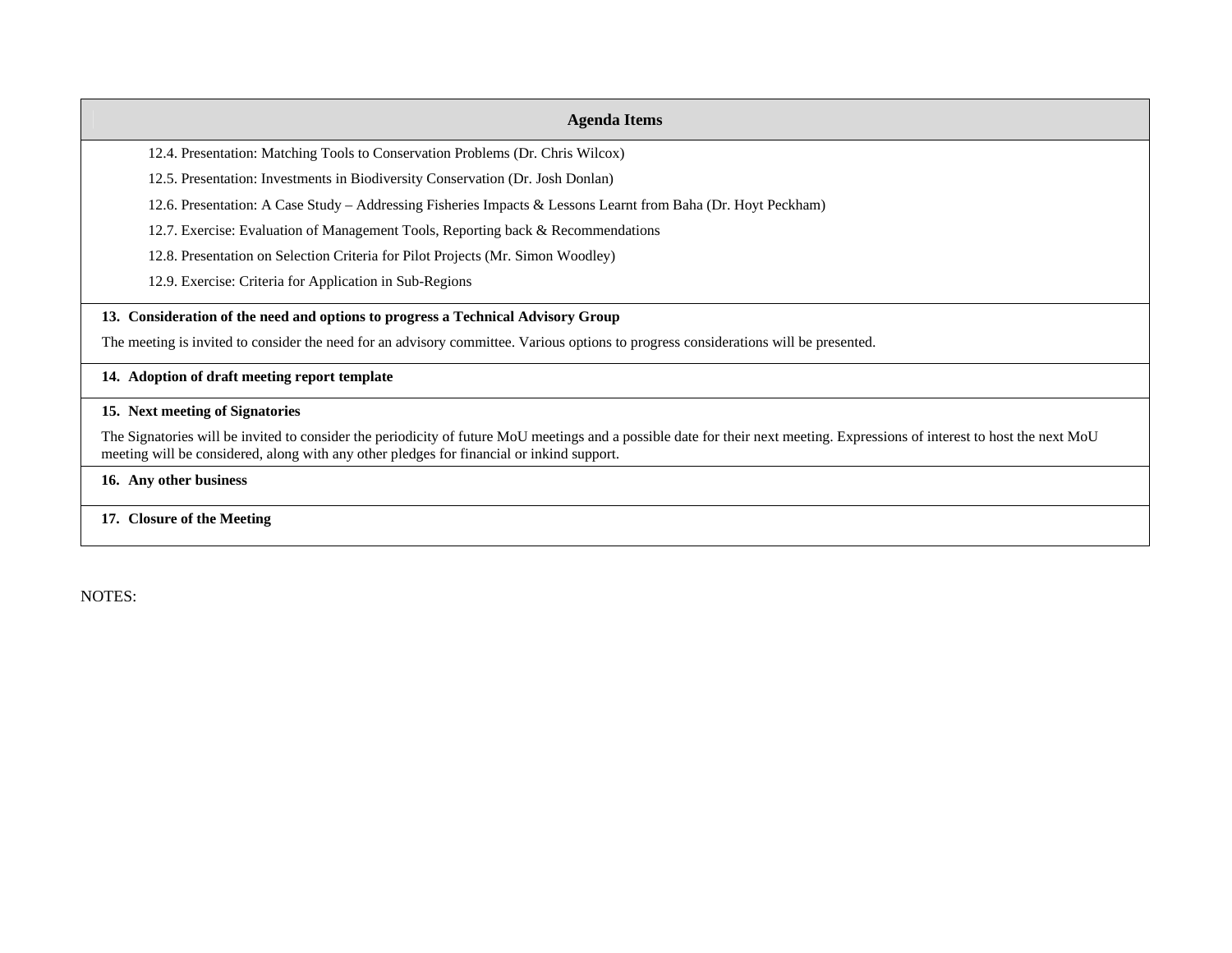| Agenda Items |
| --- |
| 12.4. Presentation: Matching Tools to Conservation Problems (Dr. Chris Wilcox)<br>12.5. Presentation: Investments in Biodiversity Conservation (Dr. Josh Donlan)<br>12.6. Presentation: A Case Study – Addressing Fisheries Impacts & Lessons Learnt from Baha (Dr. Hoyt Peckham)<br>12.7. Exercise: Evaluation of Management Tools, Reporting back & Recommendations<br>12.8. Presentation on Selection Criteria for Pilot Projects (Mr. Simon Woodley)<br>12.9. Exercise: Criteria for Application in Sub-Regions |
| **13. Consideration of the need and options to progress a Technical Advisory Group**<br>The meeting is invited to consider the need for an advisory committee. Various options to progress considerations will be presented. |
| **14. Adoption of draft meeting report template** |
| **15. Next meeting of Signatories**<br>The Signatories will be invited to consider the periodicity of future MoU meetings and a possible date for their next meeting. Expressions of interest to host the next MoU meeting will be considered, along with any other pledges for financial or inkind support. |
| **16. Any other business** |
| **17. Closure of the Meeting** |

NOTES: